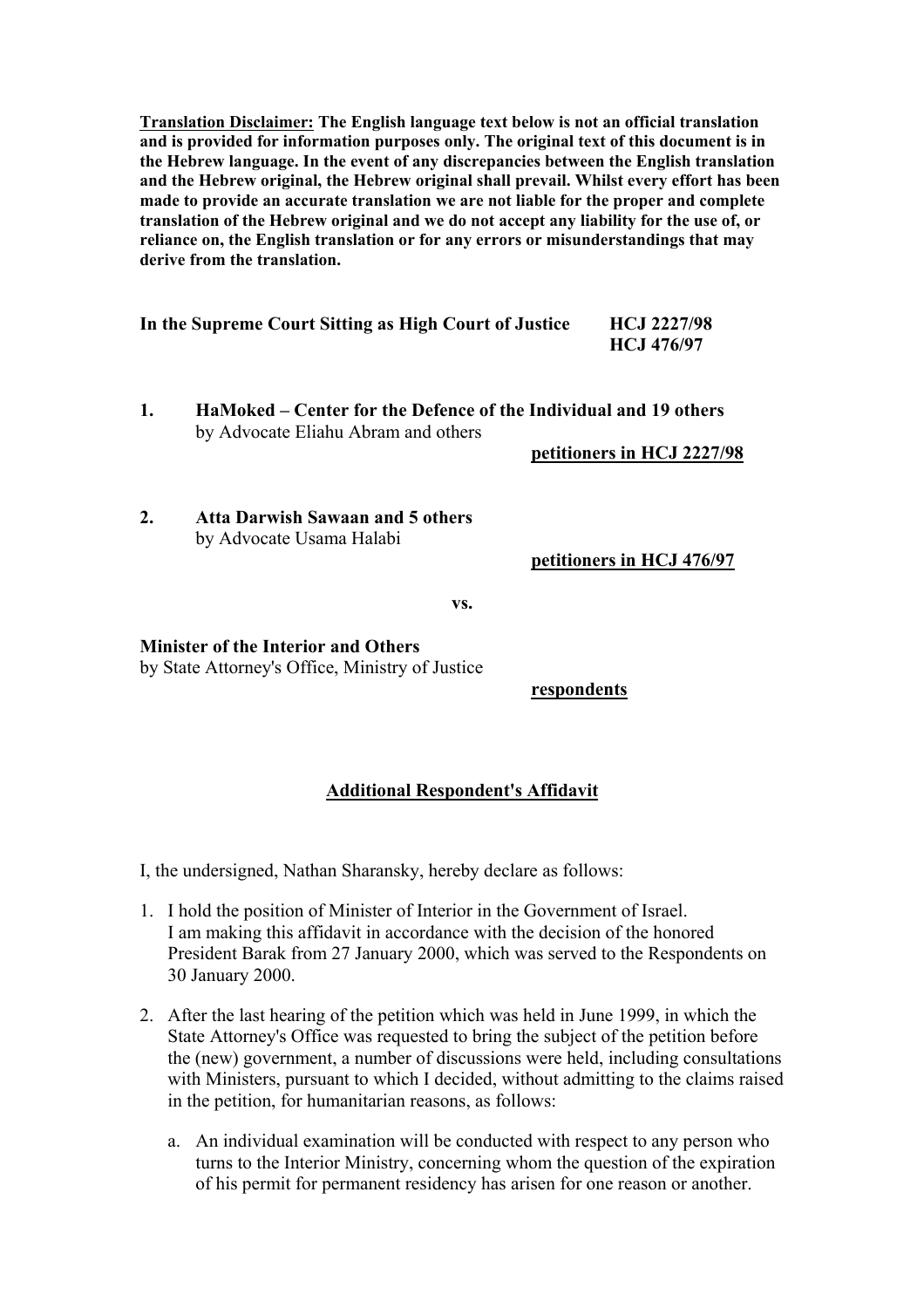**Translation Disclaimer: The English language text below is not an official translation and is provided for information purposes only. The original text of this document is in the Hebrew language. In the event of any discrepancies between the English translation and the Hebrew original, the Hebrew original shall prevail. Whilst every effort has been made to provide an accurate translation we are not liable for the proper and complete translation of the Hebrew original and we do not accept any liability for the use of, or reliance on, the English translation or for any errors or misunderstandings that may derive from the translation.**

**In the Supreme Court Sitting as High Court of Justice** **HCJ 2227/98**
**HCJ 476/97**

1. **HaMoked – Center for the Defence of the Individual and 19 others**
   by Advocate Eliahu Abram and others

   **petitioners in HCJ 2227/98**

2. **Atta Darwish Sawaan and 5 others**
   by Advocate Usama Halabi

   **petitioners in HCJ 476/97**

**vs.**

**Minister of the Interior and Others**
by State Attorney's Office, Ministry of Justice

**respondents**

## Additional Respondent's Affidavit

I, the undersigned, Nathan Sharansky, hereby declare as follows:

1. I hold the position of Minister of Interior in the Government of Israel. I am making this affidavit in accordance with the decision of the honored President Barak from 27 January 2000, which was served to the Respondents on 30 January 2000.

2. After the last hearing of the petition which was held in June 1999, in which the State Attorney's Office was requested to bring the subject of the petition before the (new) government, a number of discussions were held, including consultations with Ministers, pursuant to which I decided, without admitting to the claims raised in the petition, for humanitarian reasons, as follows:

   a. An individual examination will be conducted with respect to any person who turns to the Interior Ministry, concerning whom the question of the expiration of his permit for permanent residency has arisen for one reason or another.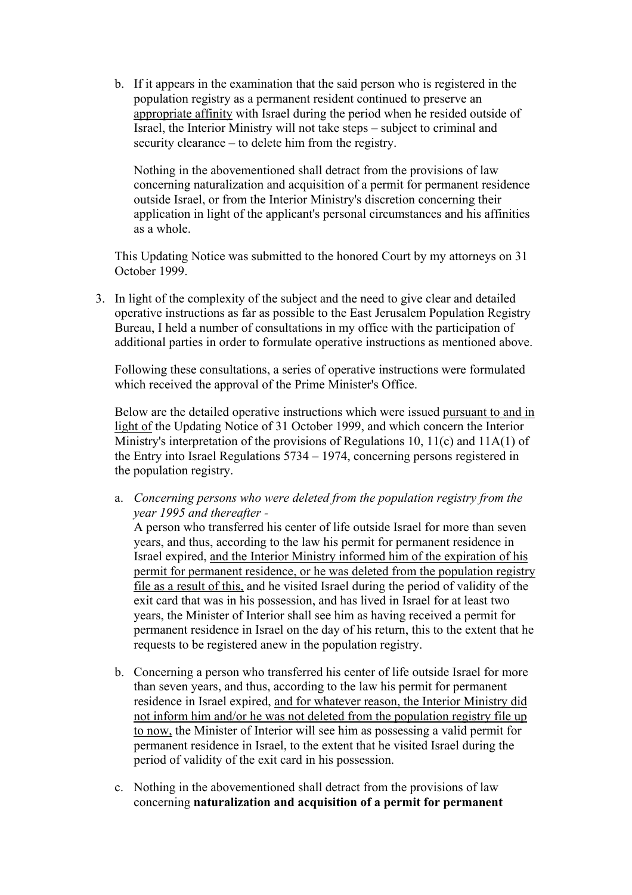b. If it appears in the examination that the said person who is registered in the population registry as a permanent resident continued to preserve an <u>appropriate affinity</u> with Israel during the period when he resided outside of Israel, the Interior Ministry will not take steps – subject to criminal and security clearance – to delete him from the registry.

   Nothing in the abovementioned shall detract from the provisions of law concerning naturalization and acquisition of a permit for permanent residence outside Israel, or from the Interior Ministry's discretion concerning their application in light of the applicant's personal circumstances and his affinities as a whole.

This Updating Notice was submitted to the honored Court by my attorneys on 31 October 1999.

3. In light of the complexity of the subject and the need to give clear and detailed operative instructions as far as possible to the East Jerusalem Population Registry Bureau, I held a number of consultations in my office with the participation of additional parties in order to formulate operative instructions as mentioned above.

   Following these consultations, a series of operative instructions were formulated which received the approval of the Prime Minister's Office.

   Below are the detailed operative instructions which were issued <u>pursuant to and in light of</u> the Updating Notice of 31 October 1999, and which concern the Interior Ministry's interpretation of the provisions of Regulations 10, 11(c) and 11A(1) of the Entry into Israel Regulations 5734 – 1974, concerning persons registered in the population registry.

   a. *Concerning persons who were deleted from the population registry from the year 1995 and thereafter* -
      A person who transferred his center of life outside Israel for more than seven years, and thus, according to the law his permit for permanent residence in Israel expired, <u>and the Interior Ministry informed him of the expiration of his permit for permanent residence, or he was deleted from the population registry file as a result of this,</u> and he visited Israel during the period of validity of the exit card that was in his possession, and has lived in Israel for at least two years, the Minister of Interior shall see him as having received a permit for permanent residence in Israel on the day of his return, this to the extent that he requests to be registered anew in the population registry.

   b. Concerning a person who transferred his center of life outside Israel for more than seven years, and thus, according to the law his permit for permanent residence in Israel expired, <u>and for whatever reason, the Interior Ministry did not inform him and/or he was not deleted from the population registry file up to now,</u> the Minister of Interior will see him as possessing a valid permit for permanent residence in Israel, to the extent that he visited Israel during the period of validity of the exit card in his possession.

   c. Nothing in the abovementioned shall detract from the provisions of law concerning **naturalization and acquisition of a permit for permanent**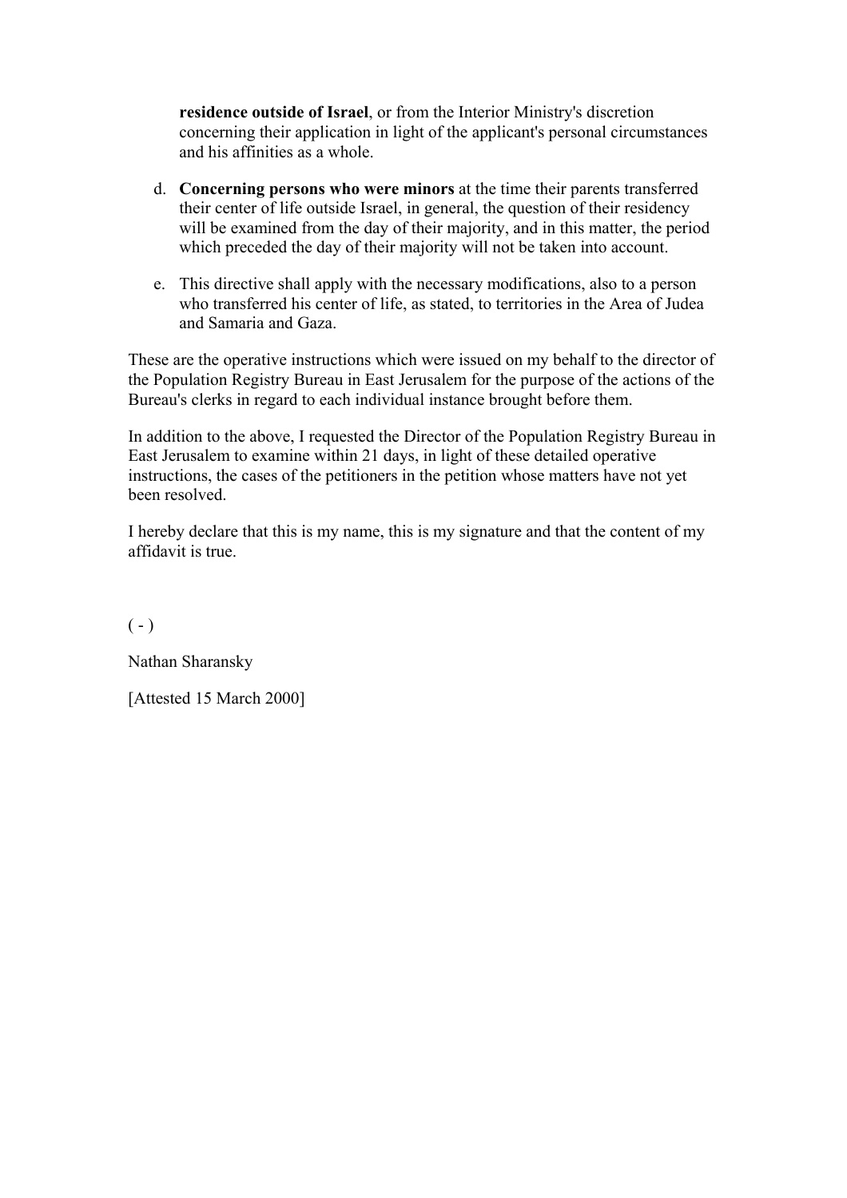**residence outside of Israel**, or from the Interior Ministry's discretion concerning their application in light of the applicant's personal circumstances and his affinities as a whole.

d. **Concerning persons who were minors** at the time their parents transferred their center of life outside Israel, in general, the question of their residency will be examined from the day of their majority, and in this matter, the period which preceded the day of their majority will not be taken into account.

e. This directive shall apply with the necessary modifications, also to a person who transferred his center of life, as stated, to territories in the Area of Judea and Samaria and Gaza.

These are the operative instructions which were issued on my behalf to the director of the Population Registry Bureau in East Jerusalem for the purpose of the actions of the Bureau's clerks in regard to each individual instance brought before them.

In addition to the above, I requested the Director of the Population Registry Bureau in East Jerusalem to examine within 21 days, in light of these detailed operative instructions, the cases of the petitioners in the petition whose matters have not yet been resolved.

I hereby declare that this is my name, this is my signature and that the content of my affidavit is true.

( - )

Nathan Sharansky

[Attested 15 March 2000]